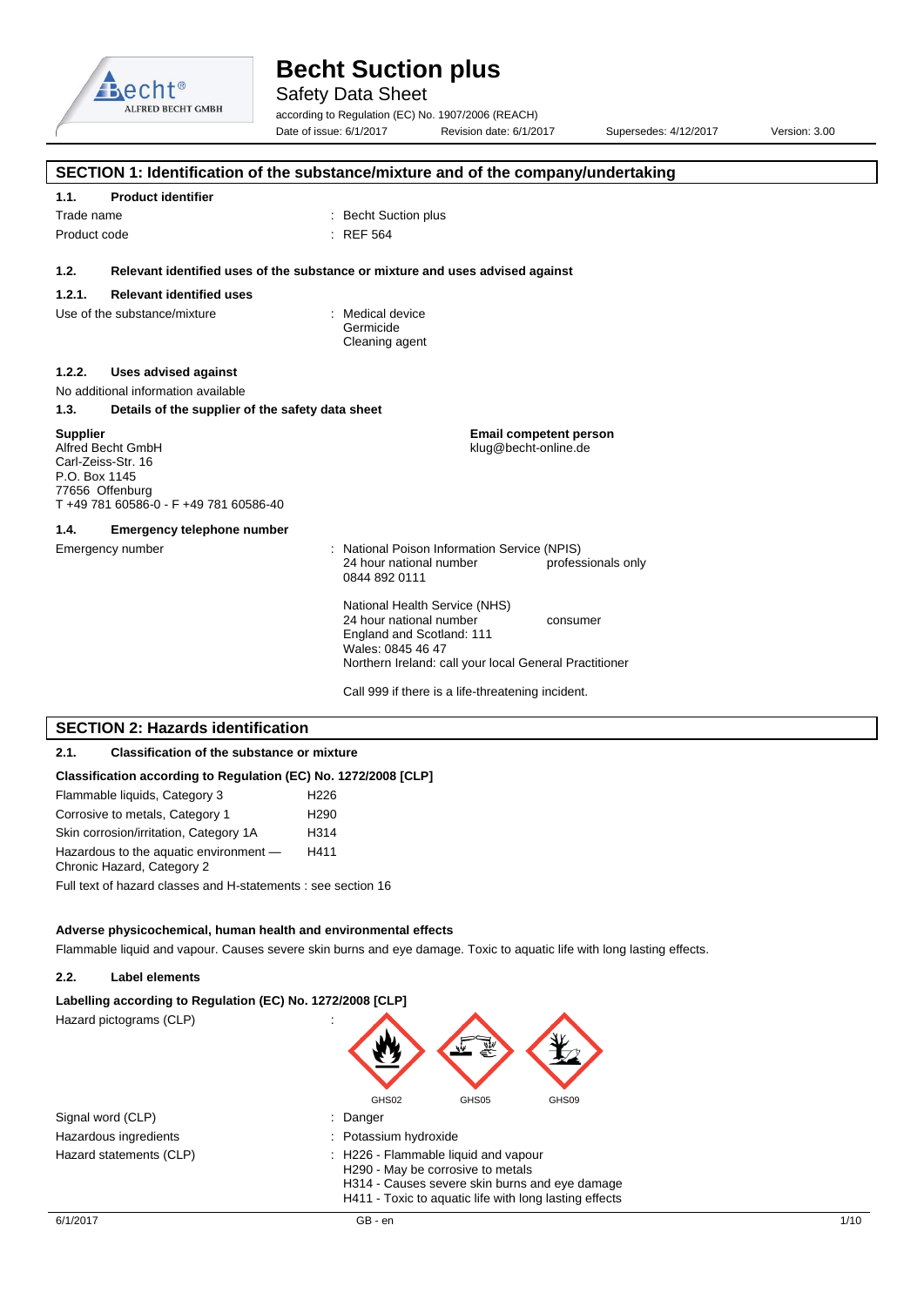# Becht Suction plus

Safety Data Sheet

according to Regulation (EC) No. 1907/2006 (REACH)

Date of issue: 6/1/2017 Revision date: 6/1/2017 Supersedes: 4/12/2017 Version: 3.00

## SECTION 1: Identification of the substance/mixture and of the company/undertaking

### 1.1. Product identifier

| | |
|---|---|
| Trade name | : Becht Suction plus |
| Product code | : REF 564 |

### 1.2. Relevant identified uses of the substance or mixture and uses advised against

#### 1.2.1. Relevant identified uses

Use of the substance/mixture : Medical device
Germicide
Cleaning agent

#### 1.2.2. Uses advised against

No additional information available

### 1.3. Details of the supplier of the safety data sheet

**Supplier**
Alfred Becht GmbH
Carl-Zeiss-Str. 16
P.O. Box 1145
77656 Offenburg
T +49 781 60586-0 - F +49 781 60586-40

**Email competent person**
klug@becht-online.de

### 1.4. Emergency telephone number

Emergency number : National Poison Information Service (NPIS)
24 hour national number professionals only
0844 892 0111

National Health Service (NHS)
24 hour national number consumer
England and Scotland: 111
Wales: 0845 46 47
Northern Ireland: call your local General Practitioner

Call 999 if there is a life-threatening incident.

## SECTION 2: Hazards identification

### 2.1. Classification of the substance or mixture

**Classification according to Regulation (EC) No. 1272/2008 [CLP]**

| | |
|---|---|
| Flammable liquids, Category 3 | H226 |
| Corrosive to metals, Category 1 | H290 |
| Skin corrosion/irritation, Category 1A | H314 |
| Hazardous to the aquatic environment — Chronic Hazard, Category 2 | H411 |

Full text of hazard classes and H-statements : see section 16

**Adverse physicochemical, human health and environmental effects**

Flammable liquid and vapour. Causes severe skin burns and eye damage. Toxic to aquatic life with long lasting effects.

### 2.2. Label elements

**Labelling according to Regulation (EC) No. 1272/2008 [CLP]**

Hazard pictograms (CLP) :

GHS02 GHS05 GHS09

| | |
|---|---|
| Signal word (CLP) | : Danger |
| Hazardous ingredients | : Potassium hydroxide |
| Hazard statements (CLP) | : H226 - Flammable liquid and vapour<br>H290 - May be corrosive to metals<br>H314 - Causes severe skin burns and eye damage<br>H411 - Toxic to aquatic life with long lasting effects |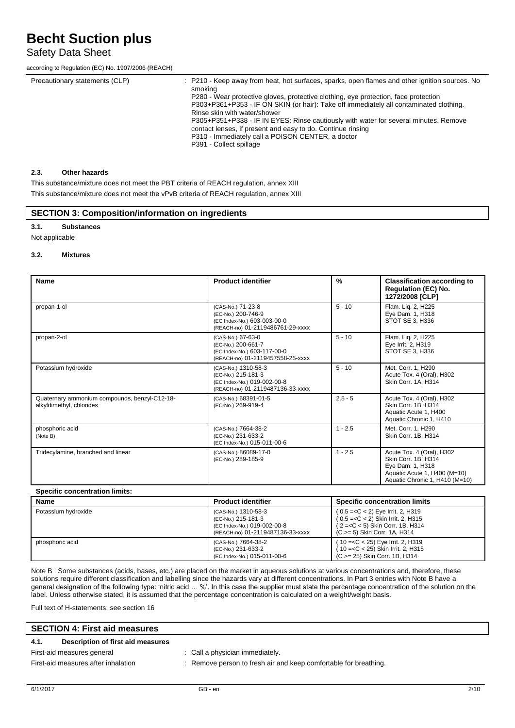Precautionary statements (CLP) : P210 - Keep away from heat, hot surfaces, sparks, open flames and other ignition sources. No smoking
P280 - Wear protective gloves, protective clothing, eye protection, face protection
P303+P361+P353 - IF ON SKIN (or hair): Take off immediately all contaminated clothing. Rinse skin with water/shower
P305+P351+P338 - IF IN EYES: Rinse cautiously with water for several minutes. Remove contact lenses, if present and easy to do. Continue rinsing
P310 - Immediately call a POISON CENTER, a doctor
P391 - Collect spillage

### 2.3. Other hazards

This substance/mixture does not meet the PBT criteria of REACH regulation, annex XIII

This substance/mixture does not meet the vPvB criteria of REACH regulation, annex XIII

## SECTION 3: Composition/information on ingredients

### 3.1. Substances

Not applicable

### 3.2. Mixtures

| Name | Product identifier | % | Classification according to Regulation (EC) No. 1272/2008 [CLP] |
|---|---|---|---|
| propan-1-ol | (CAS-No.) 71-23-8<br>(EC-No.) 200-746-9<br>(EC Index-No.) 603-003-00-0<br>(REACH-no) 01-2119486761-29-xxxx | 5 - 10 | Flam. Liq. 2, H225<br>Eye Dam. 1, H318<br>STOT SE 3, H336 |
| propan-2-ol | (CAS-No.) 67-63-0<br>(EC-No.) 200-661-7<br>(EC Index-No.) 603-117-00-0<br>(REACH-no) 01-2119457558-25-xxxx | 5 - 10 | Flam. Liq. 2, H225<br>Eye Irrit. 2, H319<br>STOT SE 3, H336 |
| Potassium hydroxide | (CAS-No.) 1310-58-3<br>(EC-No.) 215-181-3<br>(EC Index-No.) 019-002-00-8<br>(REACH-no) 01-2119487136-33-xxxx | 5 - 10 | Met. Corr. 1, H290<br>Acute Tox. 4 (Oral), H302<br>Skin Corr. 1A, H314 |
| Quaternary ammonium compounds, benzyl-C12-18-alkyldimethyl, chlorides | (CAS-No.) 68391-01-5<br>(EC-No.) 269-919-4 | 2.5 - 5 | Acute Tox. 4 (Oral), H302<br>Skin Corr. 1B, H314<br>Aquatic Acute 1, H400<br>Aquatic Chronic 1, H410 |
| phosphoric acid<br>(Note B) | (CAS-No.) 7664-38-2<br>(EC-No.) 231-633-2<br>(EC Index-No.) 015-011-00-6 | 1 - 2.5 | Met. Corr. 1, H290<br>Skin Corr. 1B, H314 |
| Tridecylamine, branched and linear | (CAS-No.) 86089-17-0<br>(EC-No.) 289-185-9 | 1 - 2.5 | Acute Tox. 4 (Oral), H302<br>Skin Corr. 1B, H314<br>Eye Dam. 1, H318<br>Aquatic Acute 1, H400 (M=10)<br>Aquatic Chronic 1, H410 (M=10) |

**Specific concentration limits:**

| Name | Product identifier | Specific concentration limits |
|---|---|---|
| Potassium hydroxide | (CAS-No.) 1310-58-3<br>(EC-No.) 215-181-3<br>(EC Index-No.) 019-002-00-8<br>(REACH-no) 01-2119487136-33-xxxx | ( 0.5 =<C < 2) Eye Irrit. 2, H319<br>( 0.5 =<C < 2) Skin Irrit. 2, H315<br>( 2 =<C < 5) Skin Corr. 1B, H314<br>(C >= 5) Skin Corr. 1A, H314 |
| phosphoric acid | (CAS-No.) 7664-38-2<br>(EC-No.) 231-633-2<br>(EC Index-No.) 015-011-00-6 | ( 10 =<C < 25) Eye Irrit. 2, H319<br>( 10 =<C < 25) Skin Irrit. 2, H315<br>(C >= 25) Skin Corr. 1B, H314 |

Note B : Some substances (acids, bases, etc.) are placed on the market in aqueous solutions at various concentrations and, therefore, these solutions require different classification and labelling since the hazards vary at different concentrations. In Part 3 entries with Note B have a general designation of the following type: 'nitric acid … %'. In this case the supplier must state the percentage concentration of the solution on the label. Unless otherwise stated, it is assumed that the percentage concentration is calculated on a weight/weight basis.

Full text of H-statements: see section 16

## SECTION 4: First aid measures

### 4.1. Description of first aid measures

First-aid measures general : Call a physician immediately.

First-aid measures after inhalation : Remove person to fresh air and keep comfortable for breathing.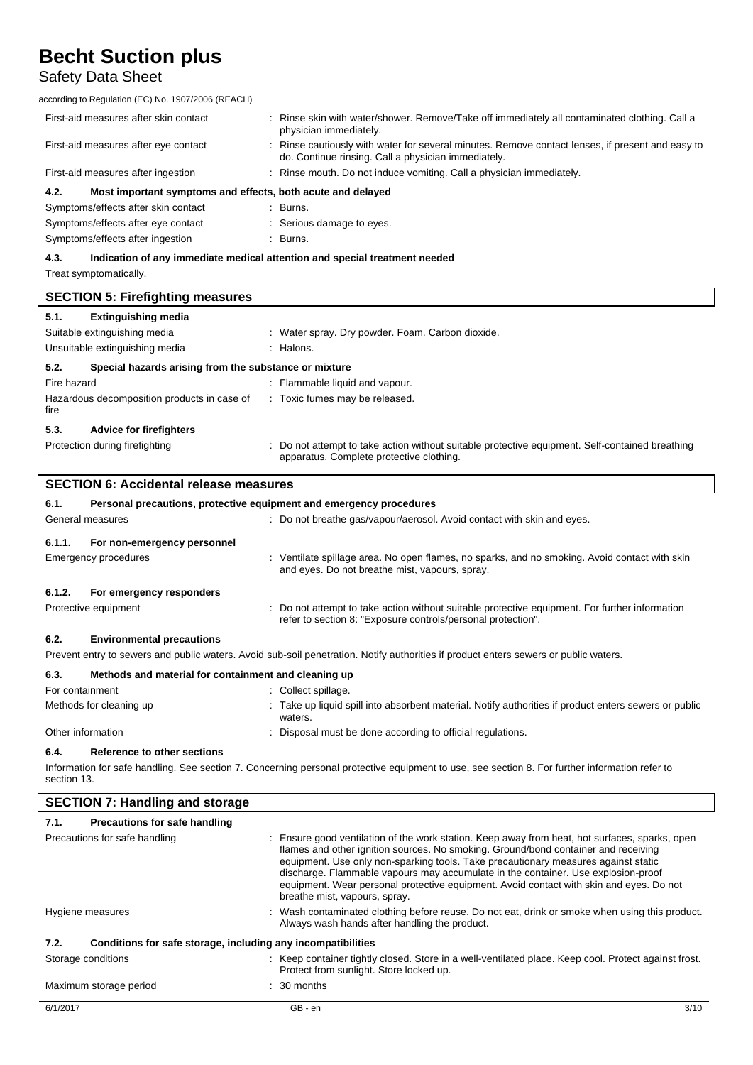| | |
|---|---|
| First-aid measures after skin contact | : Rinse skin with water/shower. Remove/Take off immediately all contaminated clothing. Call a physician immediately. |
| First-aid measures after eye contact | : Rinse cautiously with water for several minutes. Remove contact lenses, if present and easy to do. Continue rinsing. Call a physician immediately. |
| First-aid measures after ingestion | : Rinse mouth. Do not induce vomiting. Call a physician immediately. |

**4.2. Most important symptoms and effects, both acute and delayed**

| | |
|---|---|
| Symptoms/effects after skin contact | : Burns. |
| Symptoms/effects after eye contact | : Serious damage to eyes. |
| Symptoms/effects after ingestion | : Burns. |

**4.3. Indication of any immediate medical attention and special treatment needed**

Treat symptomatically.

## SECTION 5: Firefighting measures

**5.1. Extinguishing media**

| | |
|---|---|
| Suitable extinguishing media | : Water spray. Dry powder. Foam. Carbon dioxide. |
| Unsuitable extinguishing media | : Halons. |

**5.2. Special hazards arising from the substance or mixture**

| | |
|---|---|
| Fire hazard | : Flammable liquid and vapour. |
| Hazardous decomposition products in case of fire | : Toxic fumes may be released. |

**5.3. Advice for firefighters**

| | |
|---|---|
| Protection during firefighting | : Do not attempt to take action without suitable protective equipment. Self-contained breathing apparatus. Complete protective clothing. |

## SECTION 6: Accidental release measures

**6.1. Personal precautions, protective equipment and emergency procedures**

| | |
|---|---|
| General measures | : Do not breathe gas/vapour/aerosol. Avoid contact with skin and eyes. |

**6.1.1. For non-emergency personnel**

| | |
|---|---|
| Emergency procedures | : Ventilate spillage area. No open flames, no sparks, and no smoking. Avoid contact with skin and eyes. Do not breathe mist, vapours, spray. |

**6.1.2. For emergency responders**

| | |
|---|---|
| Protective equipment | : Do not attempt to take action without suitable protective equipment. For further information refer to section 8: "Exposure controls/personal protection". |

**6.2. Environmental precautions**

Prevent entry to sewers and public waters. Avoid sub-soil penetration. Notify authorities if product enters sewers or public waters.

**6.3. Methods and material for containment and cleaning up**

| | |
|---|---|
| For containment | : Collect spillage. |
| Methods for cleaning up | : Take up liquid spill into absorbent material. Notify authorities if product enters sewers or public waters. |
| Other information | : Disposal must be done according to official regulations. |

**6.4. Reference to other sections**

Information for safe handling. See section 7. Concerning personal protective equipment to use, see section 8. For further information refer to section 13.

## SECTION 7: Handling and storage

**7.1. Precautions for safe handling**

| | |
|---|---|
| Precautions for safe handling | : Ensure good ventilation of the work station. Keep away from heat, hot surfaces, sparks, open flames and other ignition sources. No smoking. Ground/bond container and receiving equipment. Use only non-sparking tools. Take precautionary measures against static discharge. Flammable vapours may accumulate in the container. Use explosion-proof equipment. Wear personal protective equipment. Avoid contact with skin and eyes. Do not breathe mist, vapours, spray. |
| Hygiene measures | : Wash contaminated clothing before reuse. Do not eat, drink or smoke when using this product. Always wash hands after handling the product. |

**7.2. Conditions for safe storage, including any incompatibilities**

| | |
|---|---|
| Storage conditions | : Keep container tightly closed. Store in a well-ventilated place. Keep cool. Protect against frost. Protect from sunlight. Store locked up. |
| Maximum storage period | : 30 months |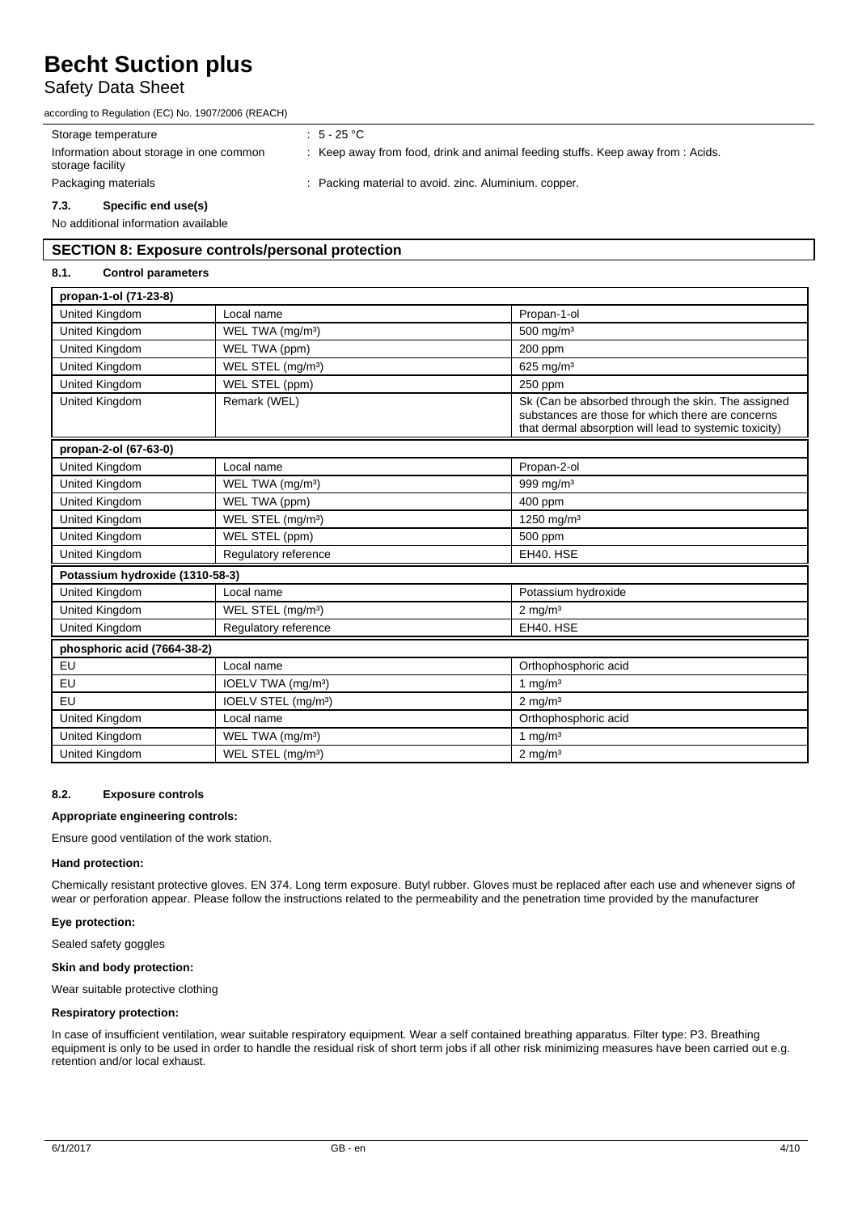| | |
|---|---|
| Storage temperature | : 5 - 25 °C |
| Information about storage in one common storage facility | : Keep away from food, drink and animal feeding stuffs. Keep away from : Acids. |
| Packaging materials | : Packing material to avoid. zinc. Aluminium. copper. |

### 7.3. Specific end use(s)

No additional information available

## SECTION 8: Exposure controls/personal protection

### 8.1. Control parameters

| propan-1-ol (71-23-8) | | |
|---|---|---|
| United Kingdom | Local name | Propan-1-ol |
| United Kingdom | WEL TWA (mg/m³) | 500 mg/m³ |
| United Kingdom | WEL TWA (ppm) | 200 ppm |
| United Kingdom | WEL STEL (mg/m³) | 625 mg/m³ |
| United Kingdom | WEL STEL (ppm) | 250 ppm |
| United Kingdom | Remark (WEL) | Sk (Can be absorbed through the skin. The assigned substances are those for which there are concerns that dermal absorption will lead to systemic toxicity) |
| **propan-2-ol (67-63-0)** | | |
| United Kingdom | Local name | Propan-2-ol |
| United Kingdom | WEL TWA (mg/m³) | 999 mg/m³ |
| United Kingdom | WEL TWA (ppm) | 400 ppm |
| United Kingdom | WEL STEL (mg/m³) | 1250 mg/m³ |
| United Kingdom | WEL STEL (ppm) | 500 ppm |
| United Kingdom | Regulatory reference | EH40. HSE |
| **Potassium hydroxide (1310-58-3)** | | |
| United Kingdom | Local name | Potassium hydroxide |
| United Kingdom | WEL STEL (mg/m³) | 2 mg/m³ |
| United Kingdom | Regulatory reference | EH40. HSE |
| **phosphoric acid (7664-38-2)** | | |
| EU | Local name | Orthophosphoric acid |
| EU | IOELV TWA (mg/m³) | 1 mg/m³ |
| EU | IOELV STEL (mg/m³) | 2 mg/m³ |
| United Kingdom | Local name | Orthophosphoric acid |
| United Kingdom | WEL TWA (mg/m³) | 1 mg/m³ |
| United Kingdom | WEL STEL (mg/m³) | 2 mg/m³ |

### 8.2. Exposure controls

**Appropriate engineering controls:**

Ensure good ventilation of the work station.

**Hand protection:**

Chemically resistant protective gloves. EN 374. Long term exposure. Butyl rubber. Gloves must be replaced after each use and whenever signs of wear or perforation appear. Please follow the instructions related to the permeability and the penetration time provided by the manufacturer

**Eye protection:**

Sealed safety goggles

**Skin and body protection:**

Wear suitable protective clothing

**Respiratory protection:**

In case of insufficient ventilation, wear suitable respiratory equipment. Wear a self contained breathing apparatus. Filter type: P3. Breathing equipment is only to be used in order to handle the residual risk of short term jobs if all other risk minimizing measures have been carried out e.g. retention and/or local exhaust.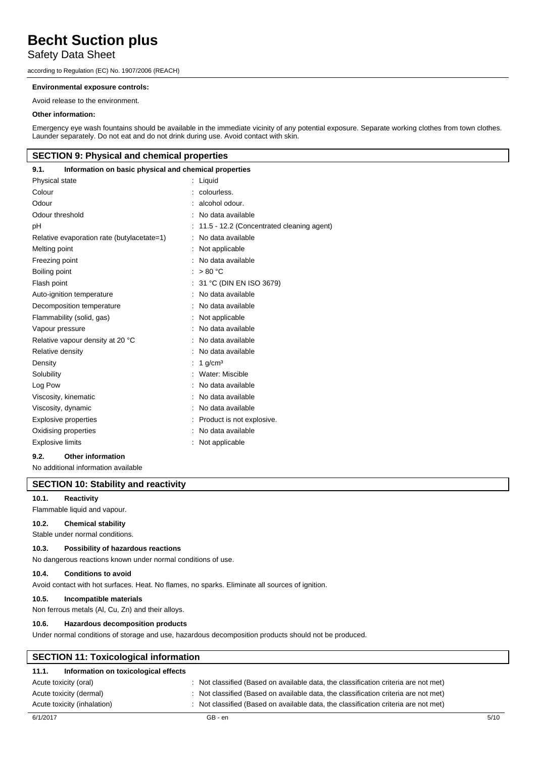**Environmental exposure controls:**

Avoid release to the environment.

**Other information:**

Emergency eye wash fountains should be available in the immediate vicinity of any potential exposure. Separate working clothes from town clothes. Launder separately. Do not eat and do not drink during use. Avoid contact with skin.

## SECTION 9: Physical and chemical properties

### 9.1. Information on basic physical and chemical properties

| | |
|---|---|
| Physical state | : Liquid |
| Colour | : colourless. |
| Odour | : alcohol odour. |
| Odour threshold | : No data available |
| pH | : 11.5 - 12.2 (Concentrated cleaning agent) |
| Relative evaporation rate (butylacetate=1) | : No data available |
| Melting point | : Not applicable |
| Freezing point | : No data available |
| Boiling point | : > 80 °C |
| Flash point | : 31 °C (DIN EN ISO 3679) |
| Auto-ignition temperature | : No data available |
| Decomposition temperature | : No data available |
| Flammability (solid, gas) | : Not applicable |
| Vapour pressure | : No data available |
| Relative vapour density at 20 °C | : No data available |
| Relative density | : No data available |
| Density | : 1 g/cm³ |
| Solubility | : Water: Miscible |
| Log Pow | : No data available |
| Viscosity, kinematic | : No data available |
| Viscosity, dynamic | : No data available |
| Explosive properties | : Product is not explosive. |
| Oxidising properties | : No data available |
| Explosive limits | : Not applicable |

### 9.2. Other information

No additional information available

## SECTION 10: Stability and reactivity

### 10.1. Reactivity

Flammable liquid and vapour.

### 10.2. Chemical stability

Stable under normal conditions.

### 10.3. Possibility of hazardous reactions

No dangerous reactions known under normal conditions of use.

### 10.4. Conditions to avoid

Avoid contact with hot surfaces. Heat. No flames, no sparks. Eliminate all sources of ignition.

### 10.5. Incompatible materials

Non ferrous metals (Al, Cu, Zn) and their alloys.

### 10.6. Hazardous decomposition products

Under normal conditions of storage and use, hazardous decomposition products should not be produced.

## SECTION 11: Toxicological information

### 11.1. Information on toxicological effects

| | |
|---|---|
| Acute toxicity (oral) | : Not classified (Based on available data, the classification criteria are not met) |
| Acute toxicity (dermal) | : Not classified (Based on available data, the classification criteria are not met) |
| Acute toxicity (inhalation) | : Not classified (Based on available data, the classification criteria are not met) |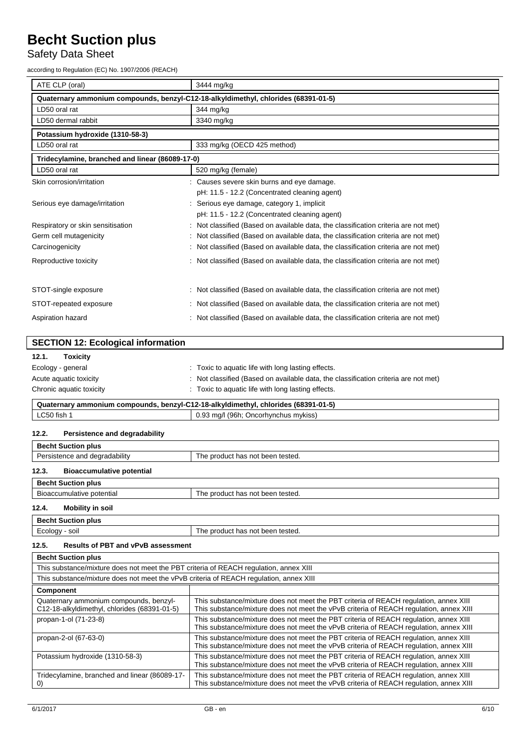| ATE CLP (oral) | 3444 mg/kg |
|---|---|
| **Quaternary ammonium compounds, benzyl-C12-18-alkyldimethyl, chlorides (68391-01-5)** | |
| LD50 oral rat | 344 mg/kg |
| LD50 dermal rabbit | 3340 mg/kg |
| **Potassium hydroxide (1310-58-3)** | |
| LD50 oral rat | 333 mg/kg (OECD 425 method) |
| **Tridecylamine, branched and linear (86089-17-0)** | |
| LD50 oral rat | 520 mg/kg (female) |

Skin corrosion/irritation : Causes severe skin burns and eye damage.
pH: 11.5 - 12.2 (Concentrated cleaning agent)

Serious eye damage/irritation : Serious eye damage, category 1, implicit
pH: 11.5 - 12.2 (Concentrated cleaning agent)

Respiratory or skin sensitisation : Not classified (Based on available data, the classification criteria are not met)

Germ cell mutagenicity : Not classified (Based on available data, the classification criteria are not met)

Carcinogenicity : Not classified (Based on available data, the classification criteria are not met)

Reproductive toxicity : Not classified (Based on available data, the classification criteria are not met)

STOT-single exposure : Not classified (Based on available data, the classification criteria are not met)

STOT-repeated exposure : Not classified (Based on available data, the classification criteria are not met)

Aspiration hazard : Not classified (Based on available data, the classification criteria are not met)

## SECTION 12: Ecological information

### 12.1. Toxicity

Ecology - general : Toxic to aquatic life with long lasting effects.

Acute aquatic toxicity : Not classified (Based on available data, the classification criteria are not met)

Chronic aquatic toxicity : Toxic to aquatic life with long lasting effects.

| Quaternary ammonium compounds, benzyl-C12-18-alkyldimethyl, chlorides (68391-01-5) | |
|---|---|
| LC50 fish 1 | 0.93 mg/l (96h; Oncorhynchus mykiss) |

### 12.2. Persistence and degradability

| Becht Suction plus | |
|---|---|
| Persistence and degradability | The product has not been tested. |

### 12.3. Bioaccumulative potential

| Becht Suction plus | |
|---|---|
| Bioaccumulative potential | The product has not been tested. |

### 12.4. Mobility in soil

| Becht Suction plus | |
|---|---|
| Ecology - soil | The product has not been tested. |

### 12.5. Results of PBT and vPvB assessment

| Becht Suction plus | |
|---|---|
| This substance/mixture does not meet the PBT criteria of REACH regulation, annex XIII | |
| This substance/mixture does not meet the vPvB criteria of REACH regulation, annex XIII | |
| **Component** | |
| Quaternary ammonium compounds, benzyl-C12-18-alkyldimethyl, chlorides (68391-01-5) | This substance/mixture does not meet the PBT criteria of REACH regulation, annex XIII<br>This substance/mixture does not meet the vPvB criteria of REACH regulation, annex XIII |
| propan-1-ol (71-23-8) | This substance/mixture does not meet the PBT criteria of REACH regulation, annex XIII<br>This substance/mixture does not meet the vPvB criteria of REACH regulation, annex XIII |
| propan-2-ol (67-63-0) | This substance/mixture does not meet the PBT criteria of REACH regulation, annex XIII<br>This substance/mixture does not meet the vPvB criteria of REACH regulation, annex XIII |
| Potassium hydroxide (1310-58-3) | This substance/mixture does not meet the PBT criteria of REACH regulation, annex XIII<br>This substance/mixture does not meet the vPvB criteria of REACH regulation, annex XIII |
| Tridecylamine, branched and linear (86089-17-0) | This substance/mixture does not meet the PBT criteria of REACH regulation, annex XIII<br>This substance/mixture does not meet the vPvB criteria of REACH regulation, annex XIII |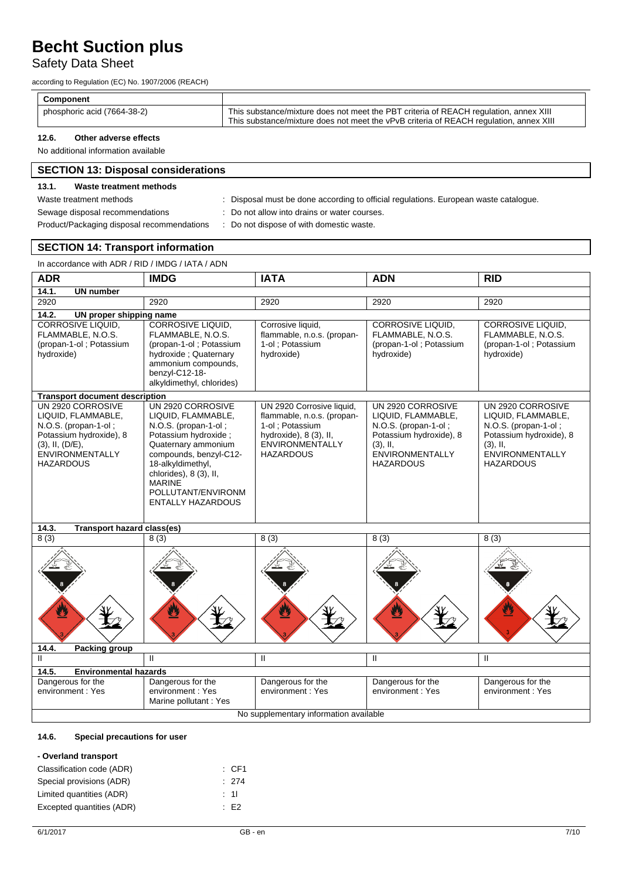| Component | |
|---|---|
| phosphoric acid (7664-38-2) | This substance/mixture does not meet the PBT criteria of REACH regulation, annex XIII<br>This substance/mixture does not meet the vPvB criteria of REACH regulation, annex XIII |

### 12.6. Other adverse effects

No additional information available

## SECTION 13: Disposal considerations

### 13.1. Waste treatment methods

Waste treatment methods : Disposal must be done according to official regulations. European waste catalogue.

Sewage disposal recommendations : Do not allow into drains or water courses.

Product/Packaging disposal recommendations : Do not dispose of with domestic waste.

## SECTION 14: Transport information

In accordance with ADR / RID / IMDG / IATA / ADN

| ADR | IMDG | IATA | ADN | RID |
|---|---|---|---|---|
| **14.1. UN number** | | | | |
| 2920 | 2920 | 2920 | 2920 | 2920 |
| **14.2. UN proper shipping name** | | | | |
| CORROSIVE LIQUID, FLAMMABLE, N.O.S. (propan-1-ol ; Potassium hydroxide) | CORROSIVE LIQUID, FLAMMABLE, N.O.S. (propan-1-ol ; Potassium hydroxide ; Quaternary ammonium compounds, benzyl-C12-18-alkyldimethyl, chlorides) | Corrosive liquid, flammable, n.o.s. (propan-1-ol ; Potassium hydroxide) | CORROSIVE LIQUID, FLAMMABLE, N.O.S. (propan-1-ol ; Potassium hydroxide) | CORROSIVE LIQUID, FLAMMABLE, N.O.S. (propan-1-ol ; Potassium hydroxide) |
| **Transport document description** | | | | |
| UN 2920 CORROSIVE LIQUID, FLAMMABLE, N.O.S. (propan-1-ol ; Potassium hydroxide), 8 (3), II, (D/E), ENVIRONMENTALLY HAZARDOUS | UN 2920 CORROSIVE LIQUID, FLAMMABLE, N.O.S. (propan-1-ol ; Potassium hydroxide ; Quaternary ammonium compounds, benzyl-C12-18-alkyldimethyl, chlorides), 8 (3), II, MARINE POLLUTANT/ENVIRONMENTALLY HAZARDOUS | UN 2920 Corrosive liquid, flammable, n.o.s. (propan-1-ol ; Potassium hydroxide), 8 (3), II, ENVIRONMENTALLY HAZARDOUS | UN 2920 CORROSIVE LIQUID, FLAMMABLE, N.O.S. (propan-1-ol ; Potassium hydroxide), 8 (3), II, ENVIRONMENTALLY HAZARDOUS | UN 2920 CORROSIVE LIQUID, FLAMMABLE, N.O.S. (propan-1-ol ; Potassium hydroxide), 8 (3), II, ENVIRONMENTALLY HAZARDOUS |
| **14.3. Transport hazard class(es)** | | | | |
| 8 (3) | 8 (3) | 8 (3) | 8 (3) | 8 (3) |
| **14.4. Packing group** | | | | |
| II | II | II | II | II |
| **14.5. Environmental hazards** | | | | |
| Dangerous for the environment : Yes | Dangerous for the environment : Yes<br>Marine pollutant : Yes | Dangerous for the environment : Yes | Dangerous for the environment : Yes | Dangerous for the environment : Yes |
| No supplementary information available | | | | |

### 14.6. Special precautions for user

**- Overland transport**

Classification code (ADR) : CF1

Special provisions (ADR) : 274

Limited quantities (ADR) : 1l

Excepted quantities (ADR) : E2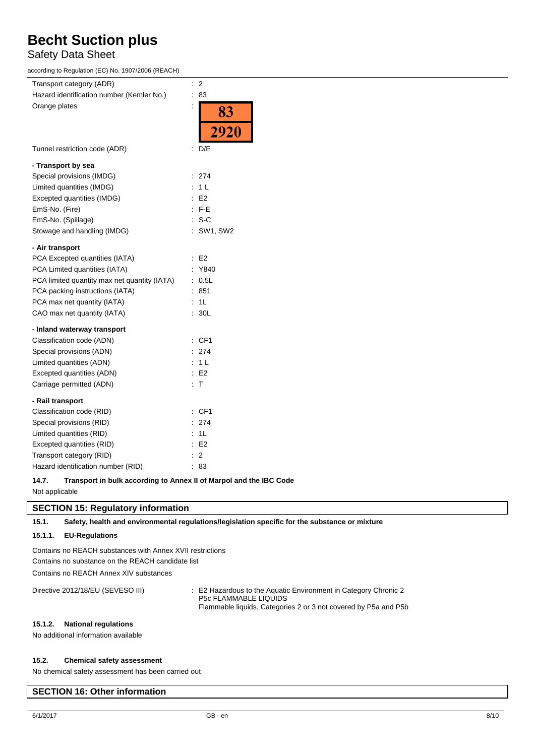| | |
|---|---|
| Transport category (ADR) | : 2 |
| Hazard identification number (Kemler No.) | : 83 |
| Orange plates | : 83 / 2920 |
| Tunnel restriction code (ADR) | : D/E |

**- Transport by sea**

| | |
|---|---|
| Special provisions (IMDG) | : 274 |
| Limited quantities (IMDG) | : 1 L |
| Excepted quantities (IMDG) | : E2 |
| EmS-No. (Fire) | : F-E |
| EmS-No. (Spillage) | : S-C |
| Stowage and handling (IMDG) | : SW1, SW2 |

**- Air transport**

| | |
|---|---|
| PCA Excepted quantities (IATA) | : E2 |
| PCA Limited quantities (IATA) | : Y840 |
| PCA limited quantity max net quantity (IATA) | : 0.5L |
| PCA packing instructions (IATA) | : 851 |
| PCA max net quantity (IATA) | : 1L |
| CAO max net quantity (IATA) | : 30L |

**- Inland waterway transport**

| | |
|---|---|
| Classification code (ADN) | : CF1 |
| Special provisions (ADN) | : 274 |
| Limited quantities (ADN) | : 1 L |
| Excepted quantities (ADN) | : E2 |
| Carriage permitted (ADN) | : T |

**- Rail transport**

| | |
|---|---|
| Classification code (RID) | : CF1 |
| Special provisions (RID) | : 274 |
| Limited quantities (RID) | : 1L |
| Excepted quantities (RID) | : E2 |
| Transport category (RID) | : 2 |
| Hazard identification number (RID) | : 83 |

### 14.7. Transport in bulk according to Annex II of Marpol and the IBC Code

Not applicable

## SECTION 15: Regulatory information

### 15.1. Safety, health and environmental regulations/legislation specific for the substance or mixture

#### 15.1.1. EU-Regulations

Contains no REACH substances with Annex XVII restrictions

Contains no substance on the REACH candidate list

Contains no REACH Annex XIV substances

| | |
|---|---|
| Directive 2012/18/EU (SEVESO III) | : E2 Hazardous to the Aquatic Environment in Category Chronic 2<br>P5c FLAMMABLE LIQUIDS<br>Flammable liquids, Categories 2 or 3 not covered by P5a and P5b |

#### 15.1.2. National regulations

No additional information available

### 15.2. Chemical safety assessment

No chemical safety assessment has been carried out

## SECTION 16: Other information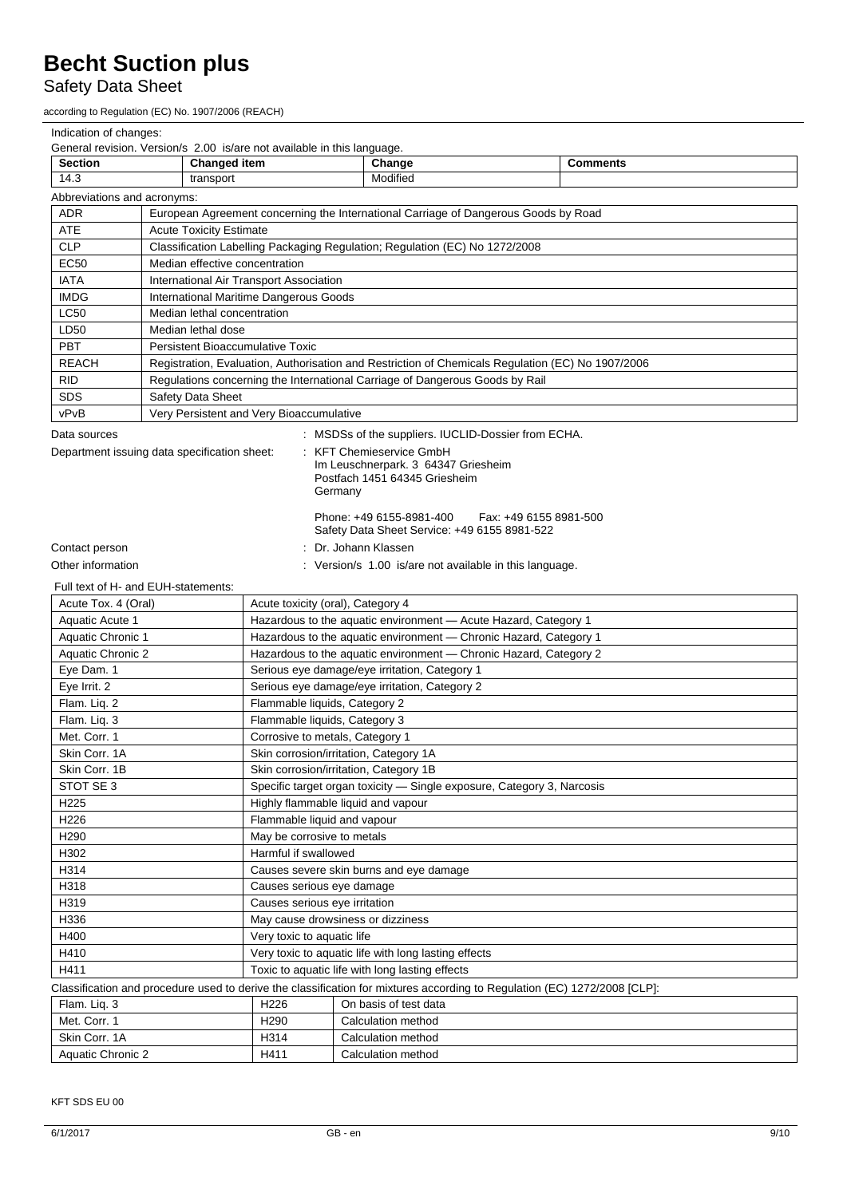# Becht Suction plus

Safety Data Sheet

according to Regulation (EC) No. 1907/2006 (REACH)

Indication of changes:

General revision. Version/s 2.00 is/are not available in this language.

| Section | Changed item | Change | Comments |
|---|---|---|---|
| 14.3 | transport | Modified | |

Abbreviations and acronyms:

| | |
|---|---|
| ADR | European Agreement concerning the International Carriage of Dangerous Goods by Road |
| ATE | Acute Toxicity Estimate |
| CLP | Classification Labelling Packaging Regulation; Regulation (EC) No 1272/2008 |
| EC50 | Median effective concentration |
| IATA | International Air Transport Association |
| IMDG | International Maritime Dangerous Goods |
| LC50 | Median lethal concentration |
| LD50 | Median lethal dose |
| PBT | Persistent Bioaccumulative Toxic |
| REACH | Registration, Evaluation, Authorisation and Restriction of Chemicals Regulation (EC) No 1907/2006 |
| RID | Regulations concerning the International Carriage of Dangerous Goods by Rail |
| SDS | Safety Data Sheet |
| vPvB | Very Persistent and Very Bioaccumulative |

Data sources : MSDSs of the suppliers. IUCLID-Dossier from ECHA.

Department issuing data specification sheet: : KFT Chemieservice GmbH
Im Leuschnerpark. 3 64347 Griesheim
Postfach 1451 64345 Griesheim
Germany

Phone: +49 6155-8981-400 Fax: +49 6155 8981-500
Safety Data Sheet Service: +49 6155 8981-522

Contact person : Dr. Johann Klassen

Other information : Version/s 1.00 is/are not available in this language.

Full text of H- and EUH-statements:

| | |
|---|---|
| Acute Tox. 4 (Oral) | Acute toxicity (oral), Category 4 |
| Aquatic Acute 1 | Hazardous to the aquatic environment — Acute Hazard, Category 1 |
| Aquatic Chronic 1 | Hazardous to the aquatic environment — Chronic Hazard, Category 1 |
| Aquatic Chronic 2 | Hazardous to the aquatic environment — Chronic Hazard, Category 2 |
| Eye Dam. 1 | Serious eye damage/eye irritation, Category 1 |
| Eye Irrit. 2 | Serious eye damage/eye irritation, Category 2 |
| Flam. Liq. 2 | Flammable liquids, Category 2 |
| Flam. Liq. 3 | Flammable liquids, Category 3 |
| Met. Corr. 1 | Corrosive to metals, Category 1 |
| Skin Corr. 1A | Skin corrosion/irritation, Category 1A |
| Skin Corr. 1B | Skin corrosion/irritation, Category 1B |
| STOT SE 3 | Specific target organ toxicity — Single exposure, Category 3, Narcosis |
| H225 | Highly flammable liquid and vapour |
| H226 | Flammable liquid and vapour |
| H290 | May be corrosive to metals |
| H302 | Harmful if swallowed |
| H314 | Causes severe skin burns and eye damage |
| H318 | Causes serious eye damage |
| H319 | Causes serious eye irritation |
| H336 | May cause drowsiness or dizziness |
| H400 | Very toxic to aquatic life |
| H410 | Very toxic to aquatic life with long lasting effects |
| H411 | Toxic to aquatic life with long lasting effects |

Classification and procedure used to derive the classification for mixtures according to Regulation (EC) 1272/2008 [CLP]:

| | | |
|---|---|---|
| Flam. Liq. 3 | H226 | On basis of test data |
| Met. Corr. 1 | H290 | Calculation method |
| Skin Corr. 1A | H314 | Calculation method |
| Aquatic Chronic 2 | H411 | Calculation method |

KFT SDS EU 00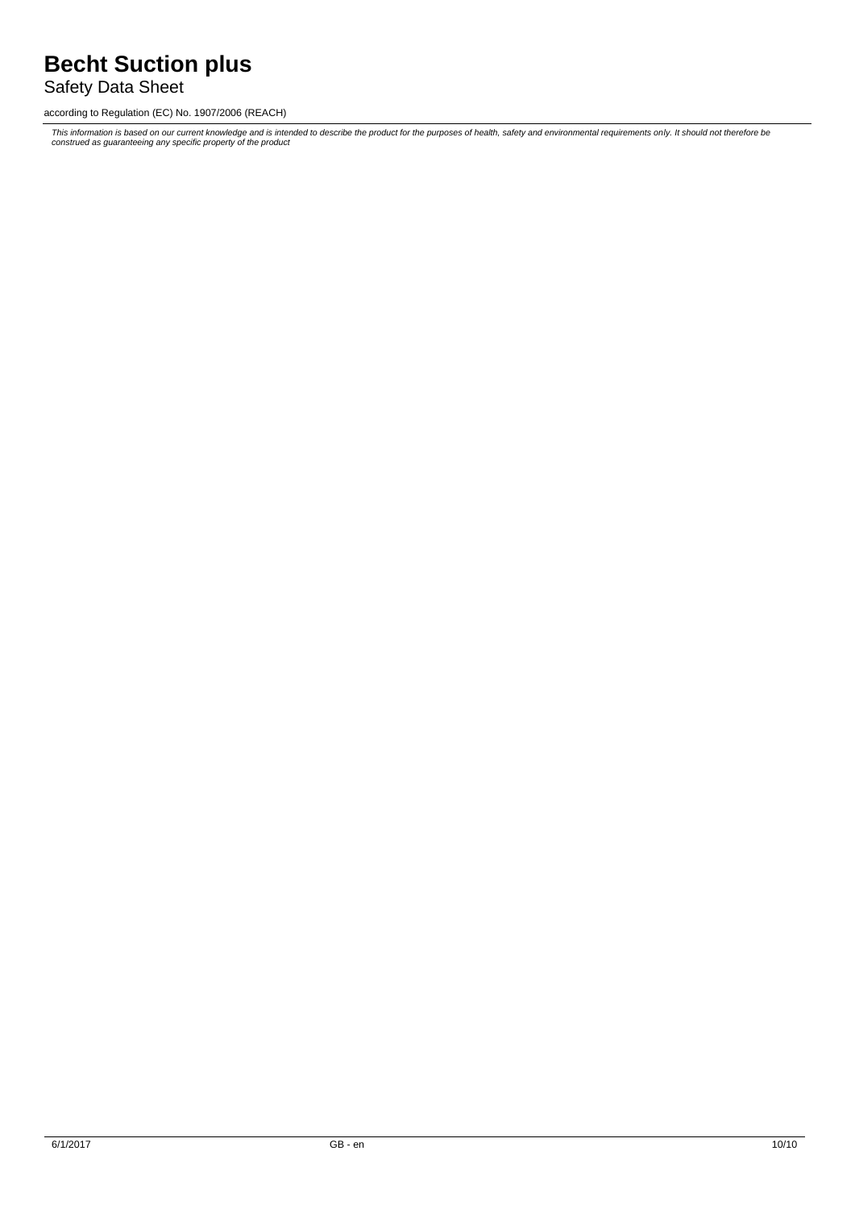This information is based on our current knowledge and is intended to describe the product for the purposes of health, safety and environmental requirements only. It should not therefore be construed as guaranteeing any specific property of the product